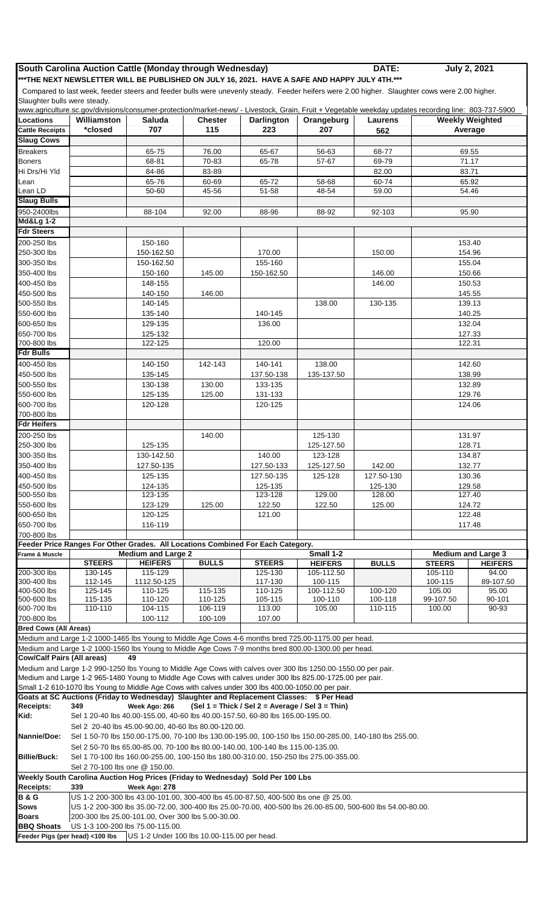# South Carolina Auction Cattle (Monday through Wednesday)

**DATE: July 2, 2021**

***THE NEXT NEWSLETTER WILL BE PUBLISHED ON JULY 16, 2021. HAVE A SAFE AND HAPPY JULY 4TH.***

Compared to last week, feeder steers and feeder bulls were unevenly steady. Feeder heifers were 2.00 higher. Slaughter cows were 2.00 higher. Slaughter bulls were steady.

www.agriculture.sc.gov/divisions/consumer-protection/market-news/ - Livestock, Grain, Fruit + Vegetable weekday updates recording line: 803-737-5900

| Locations | Williamston | Saluda | Chester | Darlington | Orangeburg | Laurens | Weekly Weighted Average |
|---|---|---|---|---|---|---|---|
| Cattle Receipts | *closed | 707 | 115 | 223 | 207 | 562 | |
| **Slaug Cows** | | | | | | | |
| Breakers | | 65-75 | 76.00 | 65-67 | 56-63 | 68-77 | 69.55 |
| Boners | | 68-81 | 70-83 | 65-78 | 57-67 | 69-79 | 71.17 |
| Hi Drs/Hi Yld | | 84-86 | 83-89 | | | 82.00 | 83.71 |
| Lean | | 65-76 | 60-69 | 65-72 | 58-68 | 60-74 | 65.92 |
| Lean LD | | 50-60 | 45-56 | 51-58 | 48-54 | 59.00 | 54.46 |
| **Slaug Bulls** | | | | | | | |
| 950-2400lbs | | 88-104 | 92.00 | 88-96 | 88-92 | 92-103 | 95.90 |
| **Md&Lg 1-2** | | | | | | | |
| **Fdr Steers** | | | | | | | |
| 200-250 lbs | | 150-160 | | | | | 153.40 |
| 250-300 lbs | | 150-162.50 | | 170.00 | | 150.00 | 154.96 |
| 300-350 lbs | | 150-162.50 | | 155-160 | | | 155.04 |
| 350-400 lbs | | 150-160 | 145.00 | 150-162.50 | | 146.00 | 150.66 |
| 400-450 lbs | | 148-155 | | | | 146.00 | 150.53 |
| 450-500 lbs | | 140-150 | 146.00 | | | | 145.55 |
| 500-550 lbs | | 140-145 | | | 138.00 | 130-135 | 139.13 |
| 550-600 lbs | | 135-140 | | 140-145 | | | 140.25 |
| 600-650 lbs | | 129-135 | | 136.00 | | | 132.04 |
| 650-700 lbs | | 125-132 | | | | | 127.33 |
| 700-800 lbs | | 122-125 | | 120.00 | | | 122.31 |
| **Fdr Bulls** | | | | | | | |
| 400-450 lbs | | 140-150 | 142-143 | 140-141 | 138.00 | | 142.60 |
| 450-500 lbs | | 135-145 | | 137.50-138 | 135-137.50 | | 138.99 |
| 500-550 lbs | | 130-138 | 130.00 | 133-135 | | | 132.89 |
| 550-600 lbs | | 125-135 | 125.00 | 131-133 | | | 129.76 |
| 600-700 lbs | | 120-128 | | 120-125 | | | 124.06 |
| 700-800 lbs | | | | | | | |
| **Fdr Heifers** | | | | | | | |
| 200-250 lbs | | | 140.00 | | 125-130 | | 131.97 |
| 250-300 lbs | | 125-135 | | | 125-127.50 | | 128.71 |
| 300-350 lbs | | 130-142.50 | | 140.00 | 123-128 | | 134.87 |
| 350-400 lbs | | 127.50-135 | | 127.50-133 | 125-127.50 | 142.00 | 132.77 |
| 400-450 lbs | | 125-135 | | 127.50-135 | 125-128 | 127.50-130 | 130.36 |
| 450-500 lbs | | 124-135 | | 125-135 | | 125-130 | 129.58 |
| 500-550 lbs | | 123-135 | | 123-128 | 129.00 | 128.00 | 127.40 |
| 550-600 lbs | | 123-129 | 125.00 | 122.50 | 122.50 | 125.00 | 124.72 |
| 600-650 lbs | | 120-125 | | 121.00 | | | 122.48 |
| 650-700 lbs | | 116-119 | | | | | 117.48 |
| 700-800 lbs | | | | | | | |

**Feeder Price Ranges For Other Grades. All Locations Combined For Each Category.**

| Frame & Muscle | Medium and Large 2 | | | Small 1-2 | | | Medium and Large 3 | |
|---|---|---|---|---|---|---|---|---|
| | STEERS | HEIFERS | BULLS | STEERS | HEIFERS | BULLS | STEERS | HEIFERS |
| 200-300 lbs | 130-145 | 115-129 | | 125-130 | 105-112.50 | | 105-110 | 94.00 |
| 300-400 lbs | 112-145 | 1112.50-125 | | 117-130 | 100-115 | | 100-115 | 89-107.50 |
| 400-500 lbs | 125-145 | 110-125 | 115-135 | 110-125 | 100-112.50 | 100-120 | 105.00 | 95.00 |
| 500-600 lbs | 115-135 | 110-120 | 110-125 | 105-115 | 100-110 | 100-118 | 99-107.50 | 90-101 |
| 600-700 lbs | 110-110 | 104-115 | 106-119 | 113.00 | 105.00 | 110-115 | 100.00 | 90-93 |
| 700-800 lbs | | 100-112 | 100-109 | 107.00 | | | | |

**Bred Cows (All Areas)**

Medium and Large 1-2 1000-1465 lbs Young to Middle Age Cows 4-6 months bred 725.00-1175.00 per head.

Medium and Large 1-2 1000-1560 lbs Young to Middle Age Cows 7-9 months bred 800.00-1300.00 per head.

**Cow/Calf Pairs (All areas)** 49

Medium and Large 1-2 990-1250 lbs Young to Middle Age Cows with calves over 300 lbs 1250.00-1550.00 per pair.

Medium and Large 1-2 965-1480 Young to Middle Age Cows with calves under 300 lbs 825.00-1725.00 per pair.

Small 1-2 610-1070 lbs Young to Middle Age Cows with calves under 300 lbs 400.00-1050.00 per pair.

**Goats at SC Auctions (Friday to Wednesday) Slaughter and Replacement Classes: $ Per Head**

**Receipts:** 349 **Week Ago: 266** **(Sel 1 = Thick / Sel 2 = Average / Sel 3 = Thin)**

**Kid:** Sel 1 20-40 lbs 40.00-155.00, 40-60 lbs 40.00-157.50, 60-80 lbs 165.00-195.00.
Sel 2 20-40 lbs 45.00-90.00, 40-60 lbs 80.00-120.00.

**Nannie/Doe:** Sel 1 50-70 lbs 150.00-175.00, 70-100 lbs 130.00-195.00, 100-150 lbs 150.00-285.00, 140-180 lbs 255.00.
Sel 2 50-70 lbs 65.00-85.00, 70-100 lbs 80.00-140.00, 100-140 lbs 115.00-135.00.

**Billie/Buck:** Sel 1 70-100 lbs 160.00-255.00, 100-150 lbs 180.00-310.00, 150-250 lbs 275.00-355.00.
Sel 2 70-100 lbs one @ 150.00.

**Weekly South Carolina Auction Hog Prices (Friday to Wednesday) Sold Per 100 Lbs**

**Receipts:** 339 **Week Ago: 278**

**B & G** US 1-2 200-300 lbs 43.00-101.00, 300-400 lbs 45.00-87.50, 400-500 lbs one @ 25.00.

**Sows** US 1-2 200-300 lbs 35.00-72.00, 300-400 lbs 25.00-70.00, 400-500 lbs 26.00-85.00, 500-600 lbs 54.00-80.00.

**Boars** 200-300 lbs 25.00-101.00, Over 300 lbs 5.00-30.00.

**BBQ Shoats** US 1-3 100-200 lbs 75.00-115.00.

**Feeder Pigs (per head) <100 lbs** US 1-2 Under 100 lbs 10.00-115.00 per head.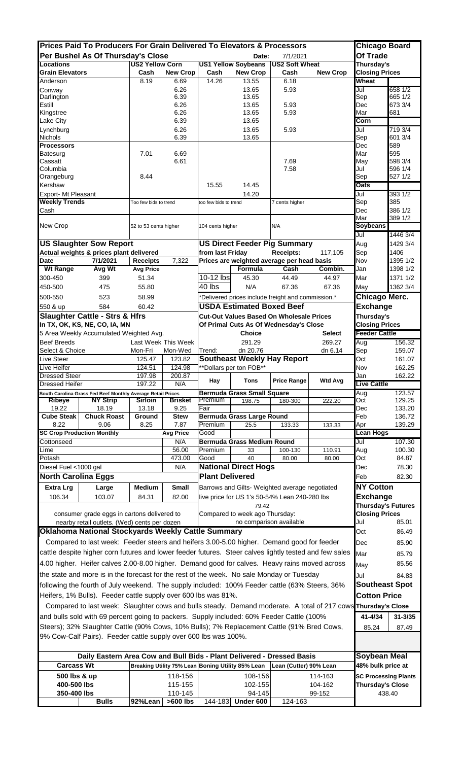## Prices Paid To Producers For Grain Delivered To Elevators & Processors

**Per Bushel As Of Thursday's Close** — Date: 7/1/2021

| Locations | US2 Yellow Corn | | US1 Yellow Soybeans | | US2 Soft Wheat | |
|---|---|---|---|---|---|---|
| **Grain Elevators** | Cash | New Crop | Cash | New Crop | Cash | New Crop |
| Anderson | 8.19 | 6.69 | 14.26 | 13.55 | 6.18 | |
| Conway | | 6.26 | | 13.65 | 5.93 | |
| Darlington | | 6.39 | | 13.65 | | |
| Estill | | 6.26 | | 13.65 | 5.93 | |
| Kingstree | | 6.26 | | 13.65 | 5.93 | |
| Lake City | | 6.39 | | 13.65 | | |
| Lynchburg | | 6.26 | | 13.65 | 5.93 | |
| Nichols | | 6.39 | | 13.65 | | |
| **Processors** | | | | | | |
| Batesurg | 7.01 | 6.69 | | | | |
| Cassatt | | 6.61 | | | 7.69 | |
| Columbia | | | | | 7.58 | |
| Orangeburg | 8.44 | | | | | |
| Kershaw | | | 15.55 | 14.45 | | |
| Export- Mt Pleasant | | | | 14.20 | | |
| **Weekly Trends** | Too few bids to trend | | too few bids to trend | | 7 cents higher | |
| Cash | | | | | | |
| New Crop | 52 to 53 cents higher | | 104 cents higher | | N/A | |

## Chicago Board Of Trade

**Thursday's Closing Prices**

| | |
|---|---|
| **Wheat** | |
| Jul | 658 1/2 |
| Sep | 665 1/2 |
| Dec | 673 3/4 |
| Mar | 681 |
| **Corn** | |
| Jul | 719 3/4 |
| Sep | 601 3/4 |
| Dec | 589 |
| Mar | 595 |
| May | 598 3/4 |
| Jul | 596 1/4 |
| Sep | 527 1/2 |
| **Oats** | |
| Jul | 393 1/2 |
| Sep | 385 |
| Dec | 386 1/2 |
| Mar | 389 1/2 |
| **Soybeans** | |
| Jul | 1446 3/4 |
| Aug | 1429 3/4 |
| Sep | 1406 |
| Nov | 1395 1/2 |
| Jan | 1398 1/2 |
| Mar | 1371 1/2 |
| May | 1362 3/4 |

## US Slaughter Sow Report

Actual weights & prices plant delivered

| Date | 7/1/2021 | Receipts | 7,322 |
|---|---|---|---|
| **Wt Range** | **Avg Wt** | **Avg Price** | |
| 300-450 | 399 | 51.34 | |
| 450-500 | 475 | 55.80 | |
| 500-550 | 523 | 58.99 | |
| 550 & up | 584 | 60.42 | |

## US Direct Feeder Pig Summary

from last Friday — Receipts: 117,105

Prices are weighted average per head basis

| | Formula | Cash | Combin. |
|---|---|---|---|
| 10-12 lbs | 45.30 | 44.49 | 44.97 |
| 40 lbs | N/A | 67.36 | 67.36 |

*Delivered prices include freight and commission.*

## Slaughter Cattle - Strs & Hfrs

In TX, OK, KS, NE, CO, IA, MN

5 Area Weekly Accumulated Weighted Avg.

| Beef Breeds | Last Week | This Week |
|---|---|---|
| Select & Choice | Mon-Fri | Mon-Wed |
| Live Steer | 125.47 | 123.82 |
| Live Heifer | 124.51 | 124.98 |
| Dressed Steer | 197.98 | 200.87 |
| Dressed Heifer | 197.22 | N/A |

## USDA Estimated Boxed Beef

Cut-Out Values Based On Wholesale Prices Of Primal Cuts As Of Wednesday's Close

| | Choice | Select |
|---|---|---|
| | 291.29 | 269.27 |
| Trend: | dn 20.76 | dn 6.14 |

## Chicago Merc. Exchange

**Thursday's Closing Prices**

| | |
|---|---|
| **Feeder Cattle** | |
| Aug | 156.32 |
| Sep | 159.07 |
| Oct | 161.07 |
| Nov | 162.25 |
| Jan | 162.22 |
| **Live Cattle** | |
| Aug | 123.57 |
| Oct | 129.25 |
| Dec | 133.20 |
| Feb | 136.72 |
| Apr | 139.29 |
| **Lean Hogs** | |
| Jul | 107.30 |
| Aug | 100.30 |
| Oct | 84.87 |
| Dec | 78.30 |
| Feb | 82.30 |

## South Carolina Grass Fed Beef Monthly Average Retail Prices

| Ribeye | NY Strip | Sirloin | Brisket |
|---|---|---|---|
| 19.22 | 18.19 | 13.18 | 9.25 |
| **Cube Steak** | **Chuck Roast** | **Ground** | **Stew** |
| 8.22 | 9.06 | 8.25 | 7.87 |

## SC Crop Production Monthly

| | Avg Price |
|---|---|
| Cottonseed | N/A |
| Lime | 56.00 |
| Potash | 473.00 |
| Diesel Fuel <1000 gal | N/A |

## Southeast Weekly Hay Report

**Dollars per ton FOB**

| Hay | Tons | Price Range | Wtd Avg |
|---|---|---|---|
| **Bermuda Grass Small Square** | | | |
| Premium | 198.75 | 180-300 | 222.20 |
| Fair | | | |
| **Bermuda Grass Large Round** | | | |
| Premium | 25.5 | 133.33 | 133.33 |
| Good | | | |
| **Bermuda Grass Medium Round** | | | |
| Premium | 33 | 100-130 | 110.91 |
| Good | 40 | 80.00 | 80.00 |

## North Carolina Eggs

| Extra Lrg | Large | Medium | Small |
|---|---|---|---|
| 106.34 | 103.07 | 84.31 | 82.00 |

consumer grade eggs in cartons delivered to nearby retail outlets. (Wed) cents per dozen

## National Direct Hogs

**Plant Delivered**

Barrows and Gilts- Weighted average negotiated live price for US 1's 50-54% Lean 240-280 lbs

79.42

Compared to week ago Thursday: no comparison available

## NY Cotton Exchange

**Thursday's Futures Closing Prices**

| | |
|---|---|
| Jul | 85.01 |
| Oct | 86.49 |
| Dec | 85.90 |
| Mar | 85.79 |
| May | 85.56 |
| Jul | 84.83 |

## Southeast Spot Cotton Price

**Thursday's Close**

| 41-4/34 | 31-3/35 |
|---|---|
| 85.24 | 87.49 |

## Oklahoma National Stockyards Weekly Cattle Summary

Compared to last week: Feeder steers and heifers 3.00-5.00 higher. Demand good for feeder cattle despite higher corn futures and lower feeder futures. Steer calves lightly tested and few sales 4.00 higher. Heifer calves 2.00-8.00 higher. Demand good for calves. Heavy rains moved across the state and more is in the forecast for the rest of the week. No sale Monday or Tuesday following the fourth of July weekend. The supply included: 100% Feeder cattle (63% Steers, 36% Heifers, 1% Bulls). Feeder cattle supply over 600 lbs was 81%.

Compared to last week: Slaughter cows and bulls steady. Demand moderate. A total of 217 cows and bulls sold with 69 percent going to packers. Supply included: 60% Feeder Cattle (100% Steers); 32% Slaughter Cattle (90% Cows, 10% Bulls); 7% Replacement Cattle (91% Bred Cows, 9% Cow-Calf Pairs). Feeder cattle supply over 600 lbs was 100%.

## Daily Eastern Area Cow and Bull Bids - Plant Delivered - Dressed Basis

| Carcass Wt | Breaking Utility 75% Lean | Boning Utility 85% Lean | Lean (Cutter) 90% Lean |
|---|---|---|---|
| 500 lbs & up | 118-156 | 108-156 | 114-163 |
| 400-500 lbs | 115-155 | 102-155 | 104-162 |
| 350-400 lbs | 110-145 | 94-145 | 99-152 |

| Bulls | 92%Lean | >600 lbs | 144-183 | Under 600 | 124-163 |
|---|---|---|---|---|---|

## Soybean Meal

48% bulk price at SC Processing Plants

**Thursday's Close**

438.40